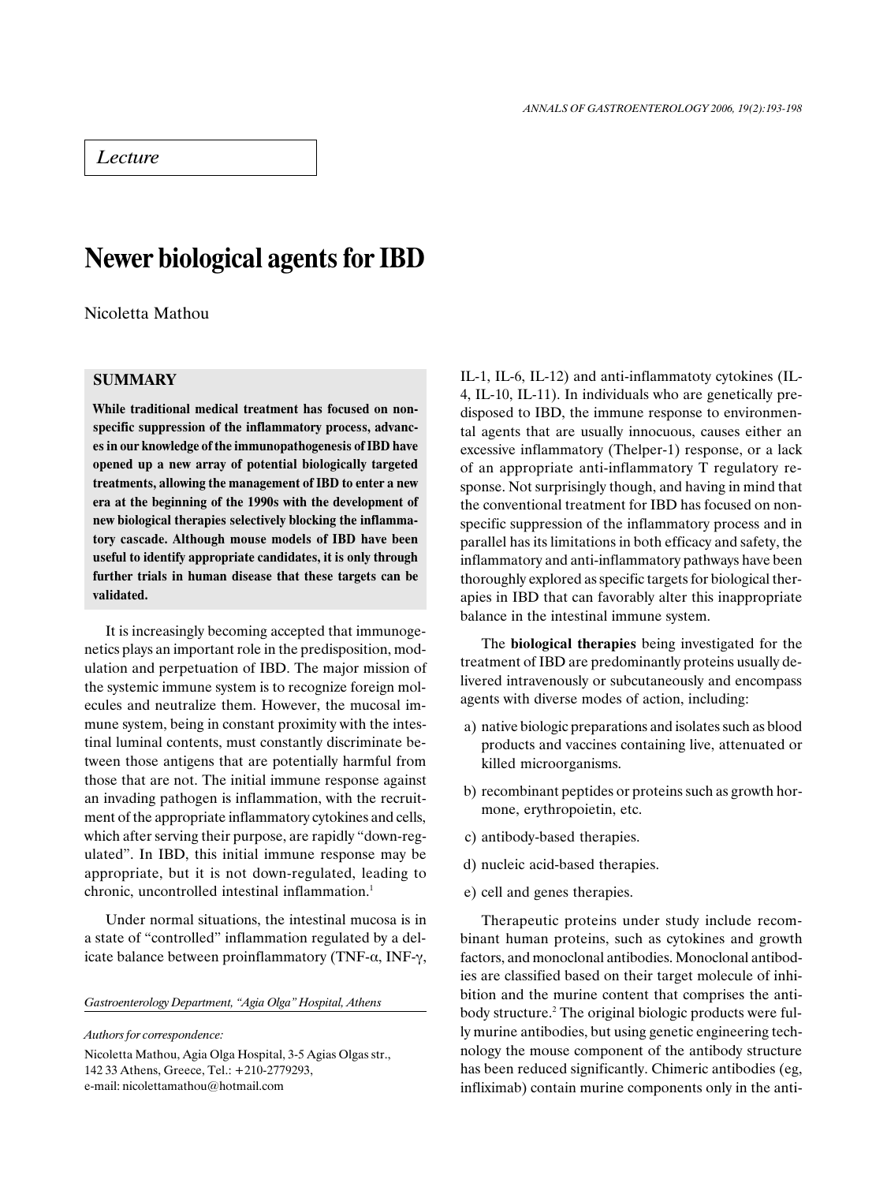*Lecture*

# Newer biological agents for IBD

Nicoletta Mathou

## SUMMARY

**While traditional medical treatment has focused on non-specific suppression of the inflammatory process, advances in our knowledge of the immunopathogenesis of IBD have opened up a new array of potential biologically targeted treatments, allowing the management of IBD to enter a new era at the beginning of the 1990s with the development of new biological therapies selectively blocking the inflammatory cascade. Although mouse models of IBD have been useful to identify appropriate candidates, it is only through further trials in human disease that these targets can be validated.**

It is increasingly becoming accepted that immunogenetics plays an important role in the predisposition, modulation and perpetuation of IBD. The major mission of the systemic immune system is to recognize foreign molecules and neutralize them. However, the mucosal immune system, being in constant proximity with the intestinal luminal contents, must constantly discriminate between those antigens that are potentially harmful from those that are not. The initial immune response against an invading pathogen is inflammation, with the recruitment of the appropriate inflammatory cytokines and cells, which after serving their purpose, are rapidly "down-regulated". In IBD, this initial immune response may be appropriate, but it is not down-regulated, leading to chronic, uncontrolled intestinal inflammation.[1]

Under normal situations, the intestinal mucosa is in a state of "controlled" inflammation regulated by a delicate balance between proinflammatory (TNF-α, INF-γ, IL-1, IL-6, IL-12) and anti-inflammatoty cytokines (IL-4, IL-10, IL-11). In individuals who are genetically predisposed to IBD, the immune response to environmental agents that are usually innocuous, causes either an excessive inflammatory (Thelper-1) response, or a lack of an appropriate anti-inflammatory T regulatory response. Not surprisingly though, and having in mind that the conventional treatment for IBD has focused on non-specific suppression of the inflammatory process and in parallel has its limitations in both efficacy and safety, the inflammatory and anti-inflammatory pathways have been thoroughly explored as specific targets for biological therapies in IBD that can favorably alter this inappropriate balance in the intestinal immune system.

The **biological therapies** being investigated for the treatment of IBD are predominantly proteins usually delivered intravenously or subcutaneously and encompass agents with diverse modes of action, including:

a) native biologic preparations and isolates such as blood products and vaccines containing live, attenuated or killed microorganisms.

b) recombinant peptides or proteins such as growth hormone, erythropoietin, etc.

c) antibody-based therapies.

d) nucleic acid-based therapies.

e) cell and genes therapies.

Therapeutic proteins under study include recombinant human proteins, such as cytokines and growth factors, and monoclonal antibodies. Monoclonal antibodies are classified based on their target molecule of inhibition and the murine content that comprises the antibody structure.[2] The original biologic products were fully murine antibodies, but using genetic engineering technology the mouse component of the antibody structure has been reduced significantly. Chimeric antibodies (eg, infliximab) contain murine components only in the anti-

*Gastroenterology Department, "Agia Olga" Hospital, Athens*

*Authors for correspondence:*

Nicoletta Mathou, Agia Olga Hospital, 3-5 Agias Olgas str., 142 33 Athens, Greece, Tel.: +210-2779293, e-mail: nicolettamathou@hotmail.com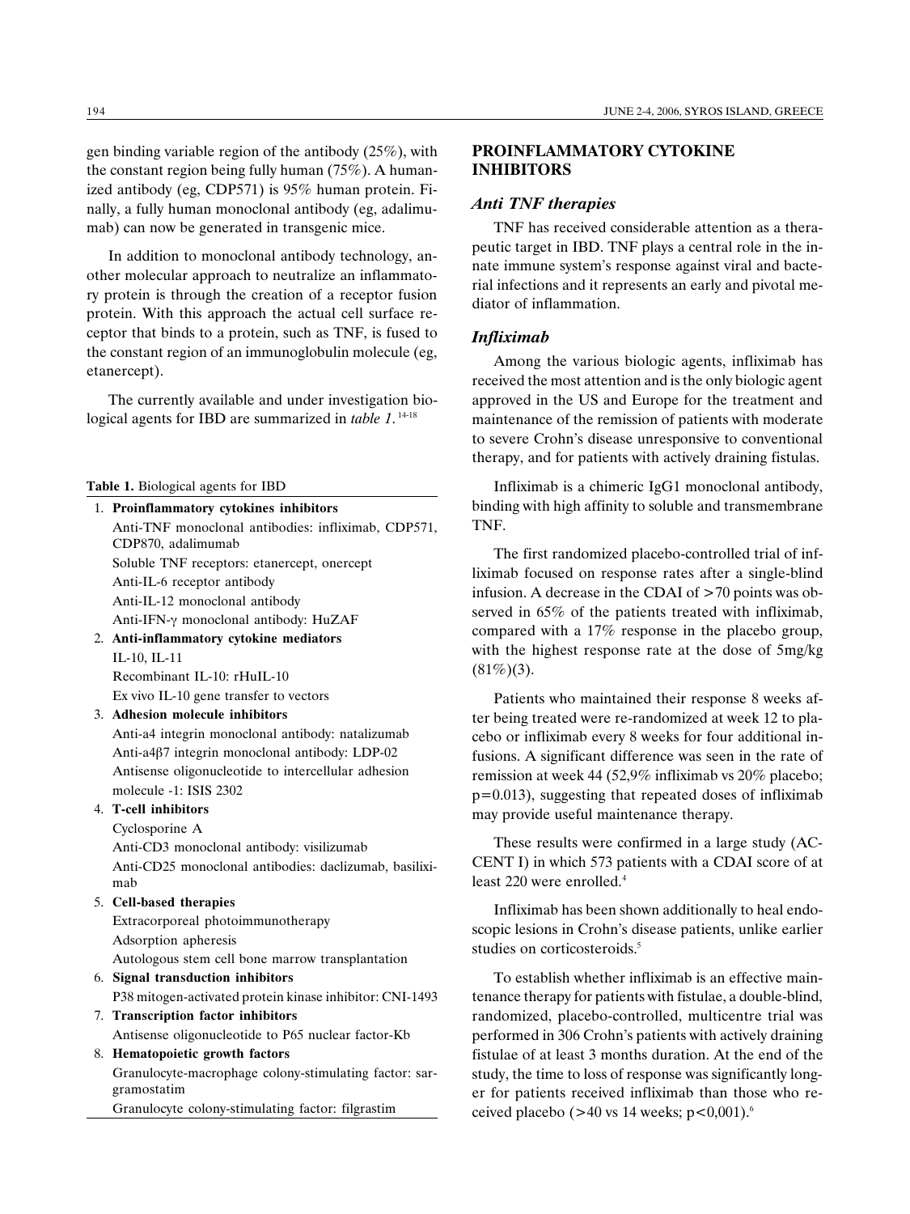gen binding variable region of the antibody (25%), with the constant region being fully human (75%). A humanized antibody (eg, CDP571) is 95% human protein. Finally, a fully human monoclonal antibody (eg, adalimumab) can now be generated in transgenic mice.

In addition to monoclonal antibody technology, another molecular approach to neutralize an inflammatory protein is through the creation of a receptor fusion protein. With this approach the actual cell surface receptor that binds to a protein, such as TNF, is fused to the constant region of an immunoglobulin molecule (eg, etanercept).

The currently available and under investigation biological agents for IBD are summarized in *table 1*.[14-18]

**Table 1.** Biological agents for IBD

1. **Proinflammatory cytokines inhibitors**
   - Anti-TNF monoclonal antibodies: infliximab, CDP571, CDP870, adalimumab
   - Soluble TNF receptors: etanercept, onercept
   - Anti-IL-6 receptor antibody
   - Anti-IL-12 monoclonal antibody
   - Anti-IFN-γ monoclonal antibody: HuZAF
2. **Anti-inflammatory cytokine mediators**
   - IL-10, IL-11
   - Recombinant IL-10: rHuIL-10
   - Ex vivo IL-10 gene transfer to vectors
3. **Adhesion molecule inhibitors**
   - Anti-a4 integrin monoclonal antibody: natalizumab
   - Anti-a4β7 integrin monoclonal antibody: LDP-02
   - Antisense oligonucleotide to intercellular adhesion molecule -1: ISIS 2302
4. **T-cell inhibitors**
   - Cyclosporine A
   - Anti-CD3 monoclonal antibody: visilizumab
   - Anti-CD25 monoclonal antibodies: daclizumab, basiliximab
5. **Cell-based therapies**
   - Extracorporeal photoimmunotherapy
   - Adsorption apheresis
   - Autologous stem cell bone marrow transplantation
6. **Signal transduction inhibitors**
   - P38 mitogen-activated protein kinase inhibitor: CNI-1493
7. **Transcription factor inhibitors**
   - Antisense oligonucleotide to P65 nuclear factor-Kb
8. **Hematopoietic growth factors**
   - Granulocyte-macrophage colony-stimulating factor: sargramostatim
   - Granulocyte colony-stimulating factor: filgrastim

## PROINFLAMMATORY CYTOKINE INHIBITORS

### *Anti TNF therapies*

TNF has received considerable attention as a therapeutic target in IBD. TNF plays a central role in the innate immune system's response against viral and bacterial infections and it represents an early and pivotal mediator of inflammation.

### *Infliximab*

Among the various biologic agents, infliximab has received the most attention and is the only biologic agent approved in the US and Europe for the treatment and maintenance of the remission of patients with moderate to severe Crohn's disease unresponsive to conventional therapy, and for patients with actively draining fistulas.

Infliximab is a chimeric IgG1 monoclonal antibody, binding with high affinity to soluble and transmembrane TNF.

The first randomized placebo-controlled trial of infliximab focused on response rates after a single-blind infusion. A decrease in the CDAI of >70 points was observed in 65% of the patients treated with infliximab, compared with a 17% response in the placebo group, with the highest response rate at the dose of 5mg/kg (81%)(3).

Patients who maintained their response 8 weeks after being treated were re-randomized at week 12 to placebo or infliximab every 8 weeks for four additional infusions. A significant difference was seen in the rate of remission at week 44 (52,9% infliximab vs 20% placebo; p=0.013), suggesting that repeated doses of infliximab may provide useful maintenance therapy.

These results were confirmed in a large study (ACCENT I) in which 573 patients with a CDAI score of at least 220 were enrolled.[4]

Infliximab has been shown additionally to heal endoscopic lesions in Crohn's disease patients, unlike earlier studies on corticosteroids.[5]

To establish whether infliximab is an effective maintenance therapy for patients with fistulae, a double-blind, randomized, placebo-controlled, multicentre trial was performed in 306 Crohn's patients with actively draining fistulae of at least 3 months duration. At the end of the study, the time to loss of response was significantly longer for patients received infliximab than those who received placebo (>40 vs 14 weeks; p<0,001).[6]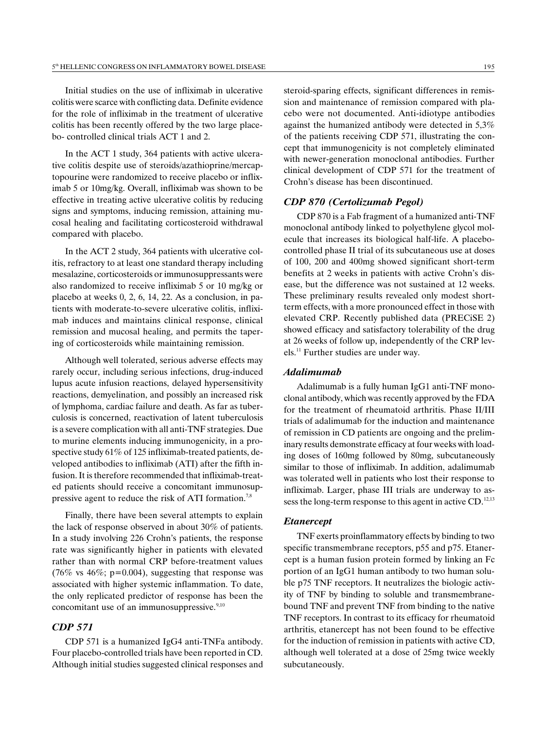Initial studies on the use of infliximab in ulcerative colitis were scarce with conflicting data. Definite evidence for the role of infliximab in the treatment of ulcerative colitis has been recently offered by the two large placebo- controlled clinical trials ACT 1 and 2.

In the ACT 1 study, 364 patients with active ulcerative colitis despite use of steroids/azathioprine/mercaptopourine were randomized to receive placebo or infliximab 5 or 10mg/kg. Overall, infliximab was shown to be effective in treating active ulcerative colitis by reducing signs and symptoms, inducing remission, attaining mucosal healing and facilitating corticosteroid withdrawal compared with placebo.

In the ACT 2 study, 364 patients with ulcerative colitis, refractory to at least one standard therapy including mesalazine, corticosteroids or immunosuppressants were also randomized to receive infliximab 5 or 10 mg/kg or placebo at weeks 0, 2, 6, 14, 22. As a conclusion, in patients with moderate-to-severe ulcerative colitis, infliximab induces and maintains clinical response, clinical remission and mucosal healing, and permits the tapering of corticosteroids while maintaining remission.

Although well tolerated, serious adverse effects may rarely occur, including serious infections, drug-induced lupus acute infusion reactions, delayed hypersensitivity reactions, demyelination, and possibly an increased risk of lymphoma, cardiac failure and death. As far as tuberculosis is concerned, reactivation of latent tuberculosis is a severe complication with all anti-TNF strategies. Due to murine elements inducing immunogenicity, in a prospective study 61% of 125 infliximab-treated patients, developed antibodies to infliximab (ATI) after the fifth infusion. It is therefore recommended that infliximab-treated patients should receive a concomitant immunosuppressive agent to reduce the risk of ATI formation.[7,8]

Finally, there have been several attempts to explain the lack of response observed in about 30% of patients. In a study involving 226 Crohn's patients, the response rate was significantly higher in patients with elevated rather than with normal CRP before-treatment values (76% vs 46%; $p=0.004$), suggesting that response was associated with higher systemic inflammation. To date, the only replicated predictor of response has been the concomitant use of an immunosuppressive.[9,10]

### *CDP 571*

CDP 571 is a humanized IgG4 anti-TNFa antibody. Four placebo-controlled trials have been reported in CD. Although initial studies suggested clinical responses and steroid-sparing effects, significant differences in remission and maintenance of remission compared with placebo were not documented. Anti-idiotype antibodies against the humanized antibody were detected in 5,3% of the patients receiving CDP 571, illustrating the concept that immunogenicity is not completely eliminated with newer-generation monoclonal antibodies. Further clinical development of CDP 571 for the treatment of Crohn's disease has been discontinued.

### *CDP 870 (Certolizumab Pegol)*

CDP 870 is a Fab fragment of a humanized anti-TNF monoclonal antibody linked to polyethylene glycol molecule that increases its biological half-life. A placebo-controlled phase II trial of its subcutaneous use at doses of 100, 200 and 400mg showed significant short-term benefits at 2 weeks in patients with active Crohn's disease, but the difference was not sustained at 12 weeks. These preliminary results revealed only modest short-term effects, with a more pronounced effect in those with elevated CRP. Recently published data (PRECiSE 2) showed efficacy and satisfactory tolerability of the drug at 26 weeks of follow up, independently of the CRP levels.[11] Further studies are under way.

### *Adalimumab*

Adalimumab is a fully human IgG1 anti-TNF monoclonal antibody, which was recently approved by the FDA for the treatment of rheumatoid arthritis. Phase II/III trials of adalimumab for the induction and maintenance of remission in CD patients are ongoing and the preliminary results demonstrate efficacy at four weeks with loading doses of 160mg followed by 80mg, subcutaneously similar to those of infliximab. In addition, adalimumab was tolerated well in patients who lost their response to infliximab. Larger, phase III trials are underway to assess the long-term response to this agent in active CD.[12,13]

### *Etanercept*

TNF exerts proinflammatory effects by binding to two specific transmembrane receptors, p55 and p75. Etanercept is a human fusion protein formed by linking an Fc portion of an IgG1 human antibody to two human soluble p75 TNF receptors. It neutralizes the biologic activity of TNF by binding to soluble and transmembrane-bound TNF and prevent TNF from binding to the native TNF receptors. In contrast to its efficacy for rheumatoid arthritis, etanercept has not been found to be effective for the induction of remission in patients with active CD, although well tolerated at a dose of 25mg twice weekly subcutaneously.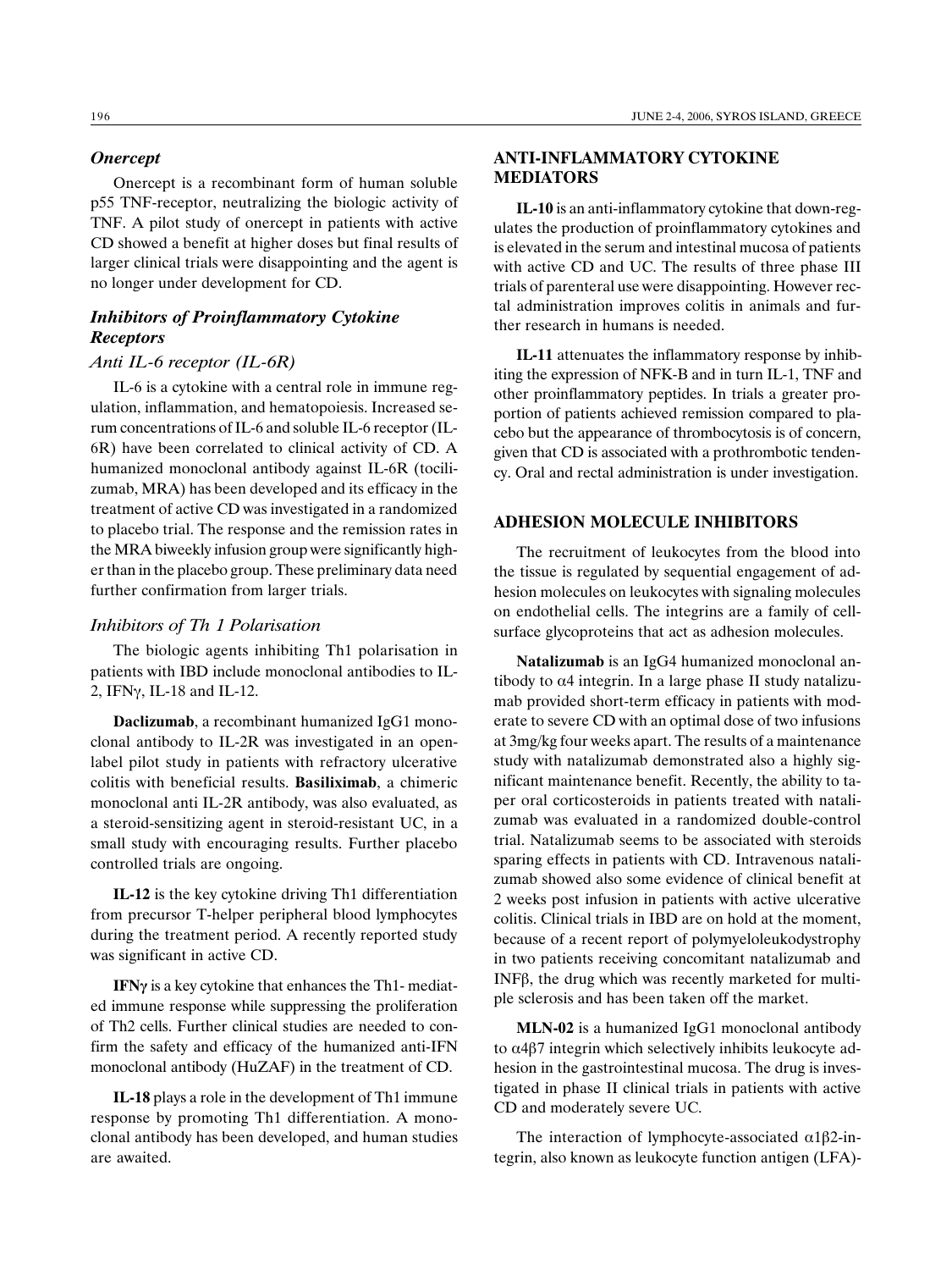### *Onercept*

Onercept is a recombinant form of human soluble p55 TNF-receptor, neutralizing the biologic activity of TNF. A pilot study of onercept in patients with active CD showed a benefit at higher doses but final results of larger clinical trials were disappointing and the agent is no longer under development for CD.

### *Inhibitors of Proinflammatory Cytokine Receptors*

#### *Anti IL-6 receptor (IL-6R)*

IL-6 is a cytokine with a central role in immune regulation, inflammation, and hematopoiesis. Increased serum concentrations of IL-6 and soluble IL-6 receptor (IL-6R) have been correlated to clinical activity of CD. A humanized monoclonal antibody against IL-6R (tocilizumab, MRA) has been developed and its efficacy in the treatment of active CD was investigated in a randomized to placebo trial. The response and the remission rates in the MRA biweekly infusion group were significantly higher than in the placebo group. These preliminary data need further confirmation from larger trials.

#### *Inhibitors of Th 1 Polarisation*

The biologic agents inhibiting Th1 polarisation in patients with IBD include monoclonal antibodies to IL-2, IFNγ, IL-18 and IL-12.

**Daclizumab**, a recombinant humanized IgG1 monoclonal antibody to IL-2R was investigated in an open-label pilot study in patients with refractory ulcerative colitis with beneficial results. **Basiliximab**, a chimeric monoclonal anti IL-2R antibody, was also evaluated, as a steroid-sensitizing agent in steroid-resistant UC, in a small study with encouraging results. Further placebo controlled trials are ongoing.

**IL-12** is the key cytokine driving Th1 differentiation from precursor T-helper peripheral blood lymphocytes during the treatment period. A recently reported study was significant in active CD.

**IFNγ** is a key cytokine that enhances the Th1- mediated immune response while suppressing the proliferation of Th2 cells. Further clinical studies are needed to confirm the safety and efficacy of the humanized anti-IFN monoclonal antibody (HuZAF) in the treatment of CD.

**IL-18** plays a role in the development of Th1 immune response by promoting Th1 differentiation. A monoclonal antibody has been developed, and human studies are awaited.

## ANTI-INFLAMMATORY CYTOKINE MEDIATORS

**IL-10** is an anti-inflammatory cytokine that down-regulates the production of proinflammatory cytokines and is elevated in the serum and intestinal mucosa of patients with active CD and UC. The results of three phase III trials of parenteral use were disappointing. However rectal administration improves colitis in animals and further research in humans is needed.

**IL-11** attenuates the inflammatory response by inhibiting the expression of NFK-B and in turn IL-1, TNF and other proinflammatory peptides. In trials a greater proportion of patients achieved remission compared to placebo but the appearance of thrombocytosis is of concern, given that CD is associated with a prothrombotic tendency. Oral and rectal administration is under investigation.

## ADHESION MOLECULE INHIBITORS

The recruitment of leukocytes from the blood into the tissue is regulated by sequential engagement of adhesion molecules on leukocytes with signaling molecules on endothelial cells. The integrins are a family of cell-surface glycoproteins that act as adhesion molecules.

**Natalizumab** is an IgG4 humanized monoclonal antibody to $\alpha 4$ integrin. In a large phase II study natalizumab provided short-term efficacy in patients with moderate to severe CD with an optimal dose of two infusions at 3mg/kg four weeks apart. The results of a maintenance study with natalizumab demonstrated also a highly significant maintenance benefit. Recently, the ability to taper oral corticosteroids in patients treated with natalizumab was evaluated in a randomized double-control trial. Natalizumab seems to be associated with steroids sparing effects in patients with CD. Intravenous natalizumab showed also some evidence of clinical benefit at 2 weeks post infusion in patients with active ulcerative colitis. Clinical trials in IBD are on hold at the moment, because of a recent report of polymyeloleukodystrophy in two patients receiving concomitant natalizumab and INFβ, the drug which was recently marketed for multiple sclerosis and has been taken off the market.

**MLN-02** is a humanized IgG1 monoclonal antibody to $\alpha 4\beta 7$ integrin which selectively inhibits leukocyte adhesion in the gastrointestinal mucosa. The drug is investigated in phase II clinical trials in patients with active CD and moderately severe UC.

The interaction of lymphocyte-associated $\alpha 1\beta 2$-integrin, also known as leukocyte function antigen (LFA)-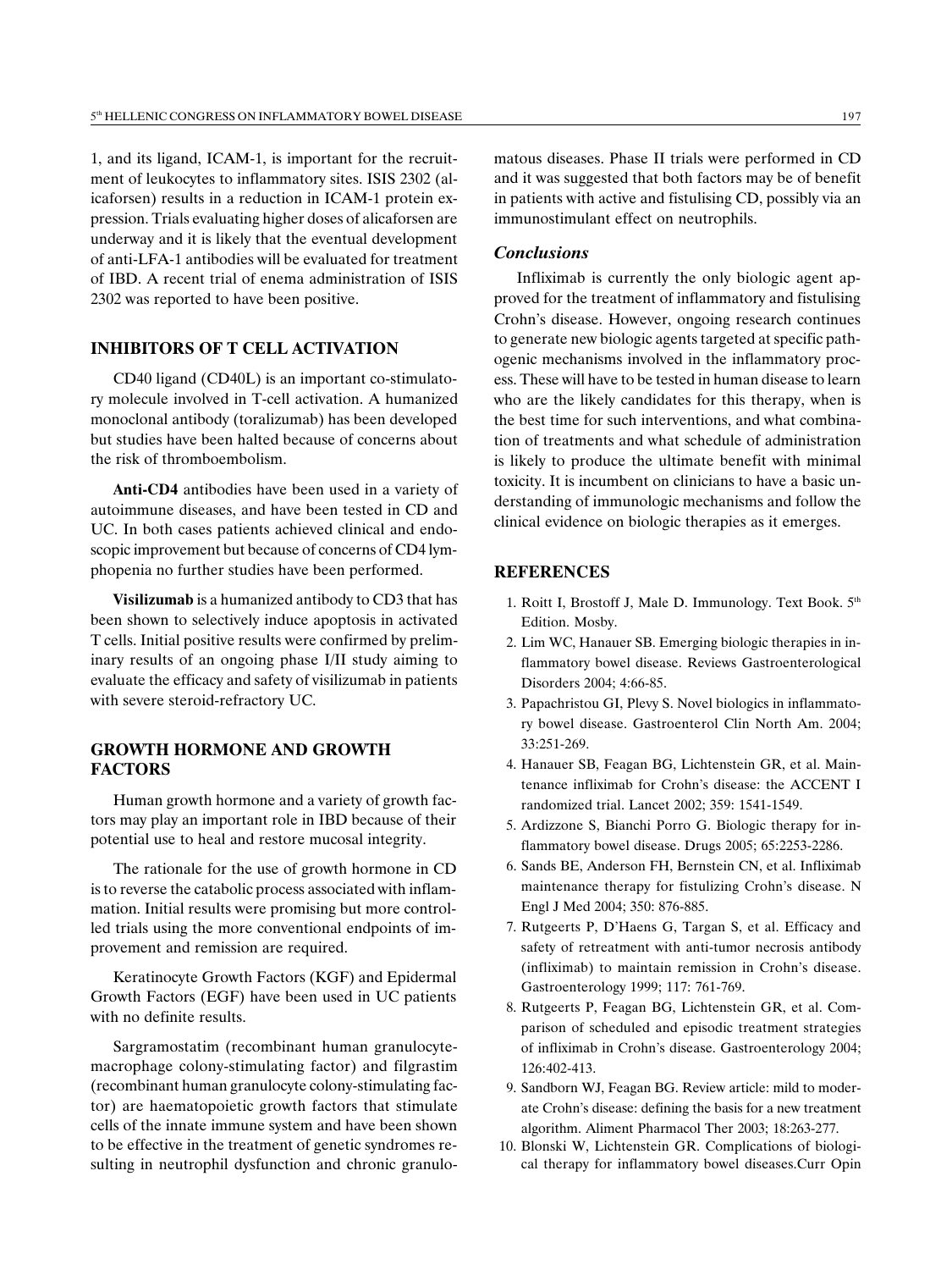1, and its ligand, ICAM-1, is important for the recruitment of leukocytes to inflammatory sites. ISIS 2302 (alicaforsen) results in a reduction in ICAM-1 protein expression. Trials evaluating higher doses of alicaforsen are underway and it is likely that the eventual development of anti-LFA-1 antibodies will be evaluated for treatment of IBD. A recent trial of enema administration of ISIS 2302 was reported to have been positive.

## INHIBITORS OF T CELL ACTIVATION

CD40 ligand (CD40L) is an important co-stimulatory molecule involved in T-cell activation. A humanized monoclonal antibody (toralizumab) has been developed but studies have been halted because of concerns about the risk of thromboembolism.

**Anti-CD4** antibodies have been used in a variety of autoimmune diseases, and have been tested in CD and UC. In both cases patients achieved clinical and endoscopic improvement but because of concerns of CD4 lymphopenia no further studies have been performed.

**Visilizumab** is a humanized antibody to CD3 that has been shown to selectively induce apoptosis in activated T cells. Initial positive results were confirmed by preliminary results of an ongoing phase I/II study aiming to evaluate the efficacy and safety of visilizumab in patients with severe steroid-refractory UC.

## GROWTH HORMONE AND GROWTH FACTORS

Human growth hormone and a variety of growth factors may play an important role in IBD because of their potential use to heal and restore mucosal integrity.

The rationale for the use of growth hormone in CD is to reverse the catabolic process associated with inflammation. Initial results were promising but more controlled trials using the more conventional endpoints of improvement and remission are required.

Keratinocyte Growth Factors (KGF) and Epidermal Growth Factors (EGF) have been used in UC patients with no definite results.

Sargramostatim (recombinant human granulocyte-macrophage colony-stimulating factor) and filgrastim (recombinant human granulocyte colony-stimulating factor) are haematopoietic growth factors that stimulate cells of the innate immune system and have been shown to be effective in the treatment of genetic syndromes resulting in neutrophil dysfunction and chronic granulomatous diseases. Phase II trials were performed in CD and it was suggested that both factors may be of benefit in patients with active and fistulising CD, possibly via an immunostimulant effect on neutrophils.

### *Conclusions*

Infliximab is currently the only biologic agent approved for the treatment of inflammatory and fistulising Crohn's disease. However, ongoing research continues to generate new biologic agents targeted at specific pathogenic mechanisms involved in the inflammatory process. These will have to be tested in human disease to learn who are the likely candidates for this therapy, when is the best time for such interventions, and what combination of treatments and what schedule of administration is likely to produce the ultimate benefit with minimal toxicity. It is incumbent on clinicians to have a basic understanding of immunologic mechanisms and follow the clinical evidence on biologic therapies as it emerges.

## REFERENCES

1. Roitt I, Brostoff J, Male D. Immunology. Text Book. 5th Edition. Mosby.
2. Lim WC, Hanauer SB. Emerging biologic therapies in inflammatory bowel disease. Reviews Gastroenterological Disorders 2004; 4:66-85.
3. Papachristou GI, Plevy S. Novel biologics in inflammatory bowel disease. Gastroenterol Clin North Am. 2004; 33:251-269.
4. Hanauer SB, Feagan BG, Lichtenstein GR, et al. Maintenance infliximab for Crohn's disease: the ACCENT I randomized trial. Lancet 2002; 359: 1541-1549.
5. Ardizzone S, Bianchi Porro G. Biologic therapy for inflammatory bowel disease. Drugs 2005; 65:2253-2286.
6. Sands BE, Anderson FH, Bernstein CN, et al. Infliximab maintenance therapy for fistulizing Crohn's disease. N Engl J Med 2004; 350: 876-885.
7. Rutgeerts P, D'Haens G, Targan S, et al. Efficacy and safety of retreatment with anti-tumor necrosis antibody (infliximab) to maintain remission in Crohn's disease. Gastroenterology 1999; 117: 761-769.
8. Rutgeerts P, Feagan BG, Lichtenstein GR, et al. Comparison of scheduled and episodic treatment strategies of infliximab in Crohn's disease. Gastroenterology 2004; 126:402-413.
9. Sandborn WJ, Feagan BG. Review article: mild to moderate Crohn's disease: defining the basis for a new treatment algorithm. Aliment Pharmacol Ther 2003; 18:263-277.
10. Blonski W, Lichtenstein GR. Complications of biological therapy for inflammatory bowel diseases.Curr Opin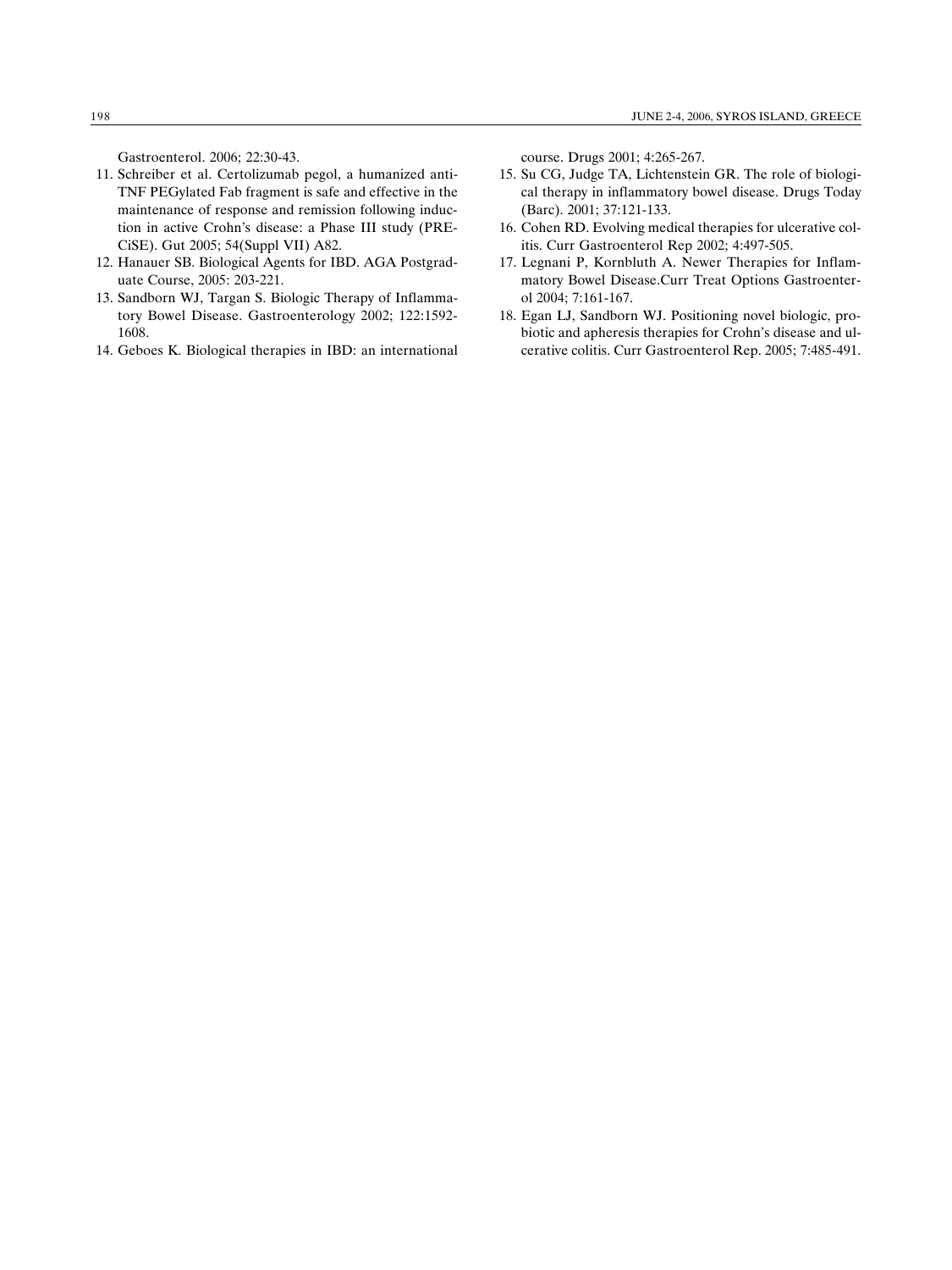Gastroenterol. 2006; 22:30-43.

11. Schreiber et al. Certolizumab pegol, a humanized anti-TNF PEGylated Fab fragment is safe and effective in the maintenance of response and remission following induction in active Crohn's disease: a Phase III study (PRECiSE). Gut 2005; 54(Suppl VII) A82.
12. Hanauer SB. Biological Agents for IBD. AGA Postgraduate Course, 2005: 203-221.
13. Sandborn WJ, Targan S. Biologic Therapy of Inflammatory Bowel Disease. Gastroenterology 2002; 122:1592-1608.
14. Geboes K. Biological therapies in IBD: an international course. Drugs 2001; 4:265-267.
15. Su CG, Judge TA, Lichtenstein GR. The role of biological therapy in inflammatory bowel disease. Drugs Today (Barc). 2001; 37:121-133.
16. Cohen RD. Evolving medical therapies for ulcerative colitis. Curr Gastroenterol Rep 2002; 4:497-505.
17. Legnani P, Kornbluth A. Newer Therapies for Inflammatory Bowel Disease.Curr Treat Options Gastroenterol 2004; 7:161-167.
18. Egan LJ, Sandborn WJ. Positioning novel biologic, probiotic and apheresis therapies for Crohn's disease and ulcerative colitis. Curr Gastroenterol Rep. 2005; 7:485-491.